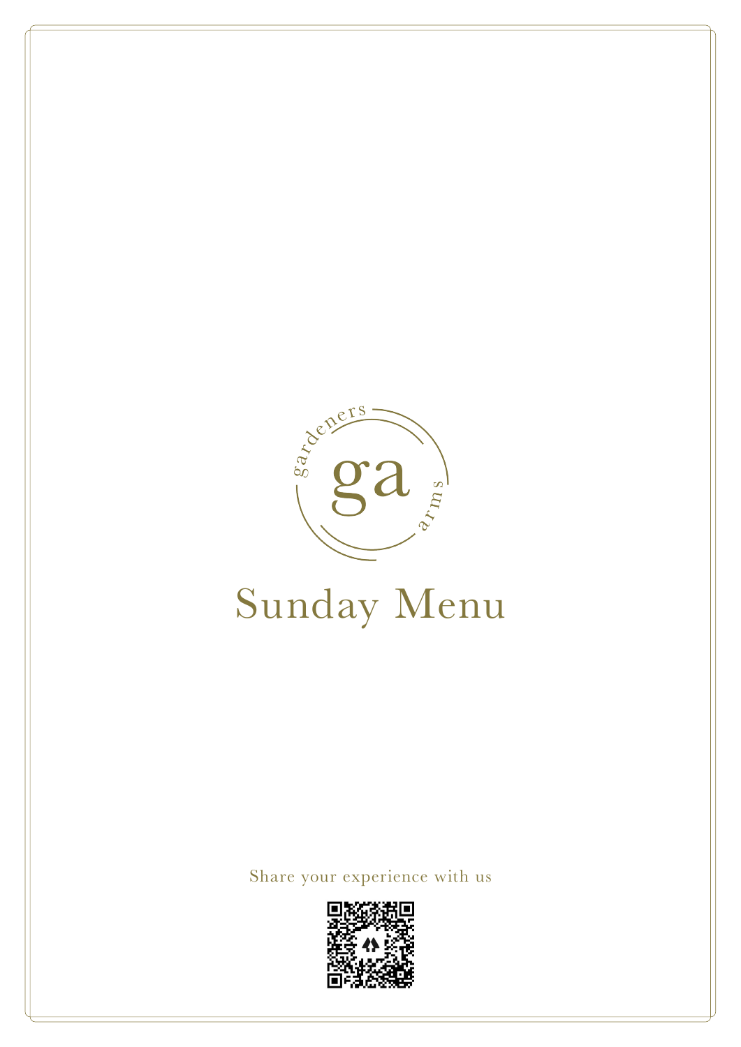gardeners

ga

arms

# Sunday Menu

Share your experience with us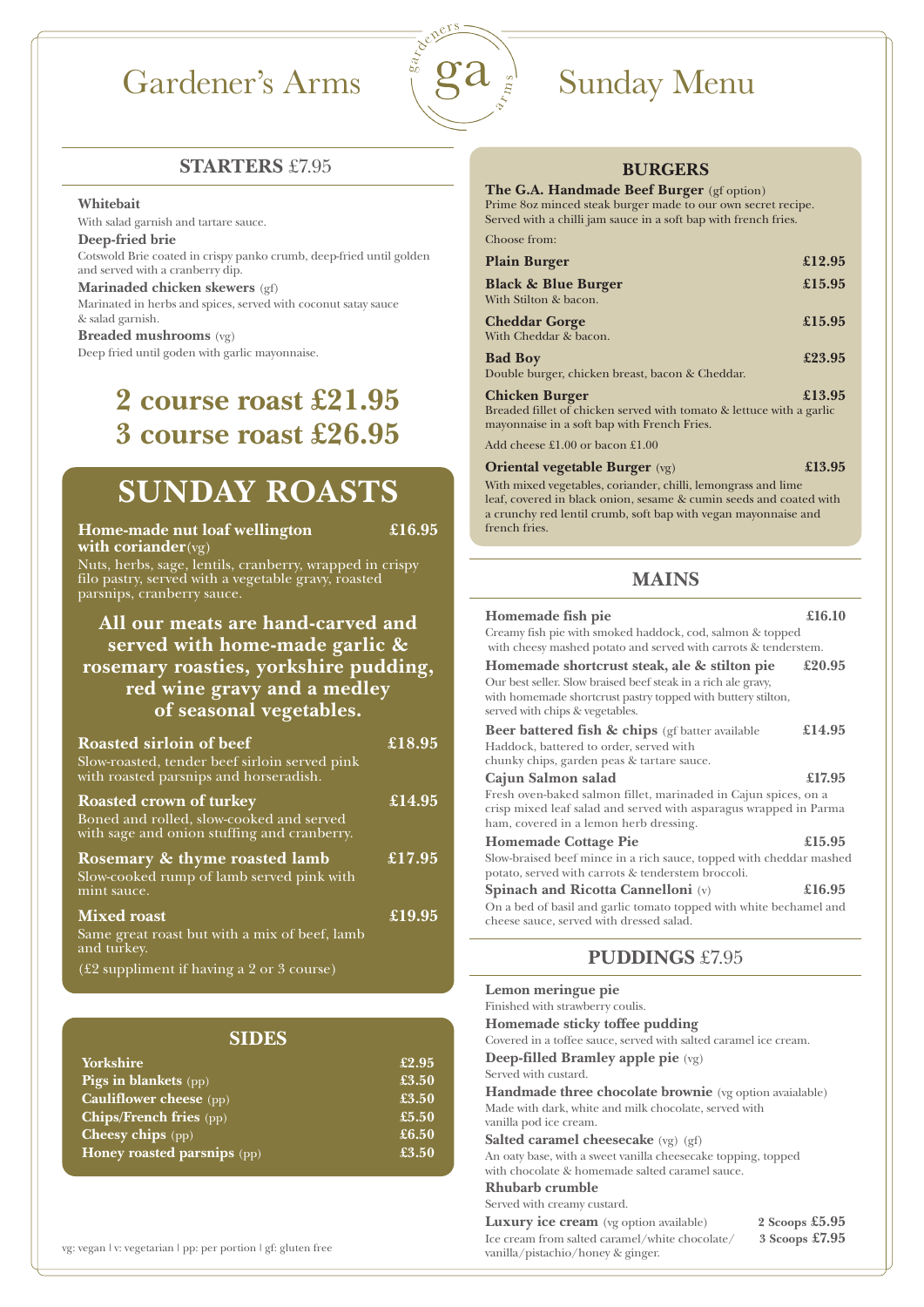# Gardener's Arms

# Sunday Menu

## STARTERS £7.95

**Whitebait**
With salad garnish and tartare sauce.

**Deep-fried brie**
Cotswold Brie coated in crispy panko crumb, deep-fried until golden and served with a cranberry dip.

**Marinaded chicken skewers** (gf)
Marinated in herbs and spices, served with coconut satay sauce & salad garnish.

**Breaded mushrooms** (vg)
Deep fried until goden with garlic mayonnaise.

## 2 course roast £21.95
## 3 course roast £26.95

## SUNDAY ROASTS

**Home-made nut loaf wellington with coriander** (vg) — **£16.95**
Nuts, herbs, sage, lentils, cranberry, wrapped in crispy filo pastry, served with a vegetable gravy, roasted parsnips, cranberry sauce.

**All our meats are hand-carved and served with home-made garlic & rosemary roasties, yorkshire pudding, red wine gravy and a medley of seasonal vegetables.**

**Roasted sirloin of beef** — **£18.95**
Slow-roasted, tender beef sirloin served pink with roasted parsnips and horseradish.

**Roasted crown of turkey** — **£14.95**
Boned and rolled, slow-cooked and served with sage and onion stuffing and cranberry.

**Rosemary & thyme roasted lamb** — **£17.95**
Slow-cooked rump of lamb served pink with mint sauce.

**Mixed roast** — **£19.95**
Same great roast but with a mix of beef, lamb and turkey.

(£2 suppliment if having a 2 or 3 course)

## SIDES

| | |
|---|---|
| Yorkshire | £2.95 |
| Pigs in blankets (pp) | £3.50 |
| Cauliflower cheese (pp) | £3.50 |
| Chips/French fries (pp) | £5.50 |
| Cheesy chips (pp) | £6.50 |
| Honey roasted parsnips (pp) | £3.50 |

## BURGERS

**The G.A. Handmade Beef Burger** (gf option)
Prime 8oz minced steak burger made to our own secret recipe. Served with a chilli jam sauce in a soft bap with french fries.

Choose from:

**Plain Burger** — **£12.95**

**Black & Blue Burger** — **£15.95**
With Stilton & bacon.

**Cheddar Gorge** — **£15.95**
With Cheddar & bacon.

**Bad Boy** — **£23.95**
Double burger, chicken breast, bacon & Cheddar.

**Chicken Burger** — **£13.95**
Breaded fillet of chicken served with tomato & lettuce with a garlic mayonnaise in a soft bap with French Fries.

Add cheese £1.00 or bacon £1.00

**Oriental vegetable Burger** (vg) — **£13.95**
With mixed vegetables, coriander, chilli, lemongrass and lime leaf, covered in black onion, sesame & cumin seeds and coated with a crunchy red lentil crumb, soft bap with vegan mayonnaise and french fries.

## MAINS

**Homemade fish pie** — **£16.10**
Creamy fish pie with smoked haddock, cod, salmon & topped with cheesy mashed potato and served with carrots & tenderstem.

**Homemade shortcrust steak, ale & stilton pie** — **£20.95**
Our best seller. Slow braised beef steak in a rich ale gravy, with homemade shortcrust pastry topped with buttery stilton, served with chips & vegetables.

**Beer battered fish & chips** (gf batter available — **£14.95**
Haddock, battered to order, served with chunky chips, garden peas & tartare sauce.

**Cajun Salmon salad** — **£17.95**
Fresh oven-baked salmon fillet, marinaded in Cajun spices, on a crisp mixed leaf salad and served with asparagus wrapped in Parma ham, covered in a lemon herb dressing.

**Homemade Cottage Pie** — **£15.95**
Slow-braised beef mince in a rich sauce, topped with cheddar mashed potato, served with carrots & tenderstem broccoli.

**Spinach and Ricotta Cannelloni** (v) — **£16.95**
On a bed of basil and garlic tomato topped with white bechamel and cheese sauce, served with dressed salad.

## PUDDINGS £7.95

**Lemon meringue pie**
Finished with strawberry coulis.

**Homemade sticky toffee pudding**
Covered in a toffee sauce, served with salted caramel ice cream.

**Deep-filled Bramley apple pie** (vg)
Served with custard.

**Handmade three chocolate brownie** (vg option avaialable)
Made with dark, white and milk chocolate, served with vanilla pod ice cream.

**Salted caramel cheesecake** (vg) (gf)
An oaty base, with a sweet vanilla cheesecake topping, topped with chocolate & homemade salted caramel sauce.

**Rhubarb crumble**
Served with creamy custard.

**Luxury ice cream** (vg option available) — **2 Scoops £5.95** / **3 Scoops £7.95**
Ice cream from salted caramel/white chocolate/ vanilla/pistachio/honey & ginger.

vg: vegan | v: vegetarian | pp: per portion | gf: gluten free